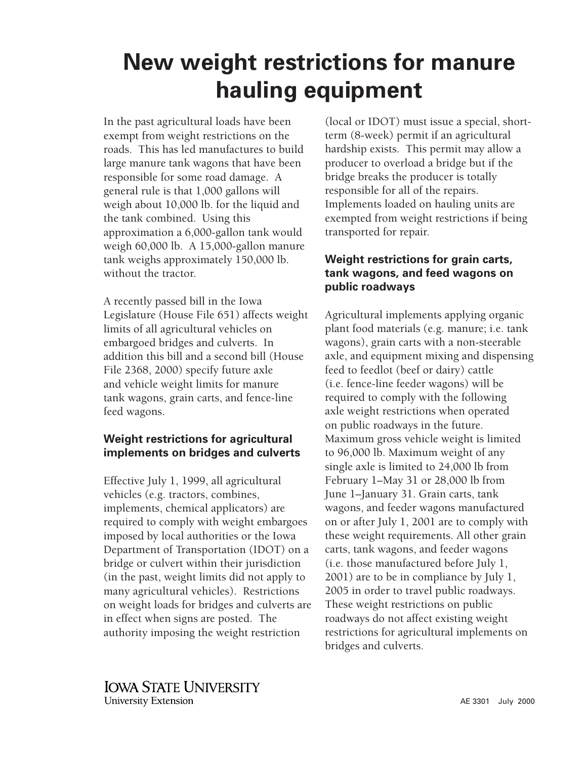# New weight restrictions for manure hauling equipment

In the past agricultural loads have been exempt from weight restrictions on the roads. This has led manufactures to build large manure tank wagons that have been responsible for some road damage. A general rule is that 1,000 gallons will weigh about 10,000 lb. for the liquid and the tank combined. Using this approximation a 6,000-gallon tank would weigh 60,000 lb. A 15,000-gallon manure tank weighs approximately 150,000 lb. without the tractor.

A recently passed bill in the Iowa Legislature (House File 651) affects weight limits of all agricultural vehicles on embargoed bridges and culverts. In addition this bill and a second bill (House File 2368, 2000) specify future axle and vehicle weight limits for manure tank wagons, grain carts, and fence-line feed wagons.

### Weight restrictions for agricultural implements on bridges and culverts

Effective July 1, 1999, all agricultural vehicles (e.g. tractors, combines, implements, chemical applicators) are required to comply with weight embargoes imposed by local authorities or the Iowa Department of Transportation (IDOT) on a bridge or culvert within their jurisdiction (in the past, weight limits did not apply to many agricultural vehicles). Restrictions on weight loads for bridges and culverts are in effect when signs are posted. The authority imposing the weight restriction (local or IDOT) must issue a special, short-term (8-week) permit if an agricultural hardship exists. This permit may allow a producer to overload a bridge but if the bridge breaks the producer is totally responsible for all of the repairs. Implements loaded on hauling units are exempted from weight restrictions if being transported for repair.

### Weight restrictions for grain carts, tank wagons, and feed wagons on public roadways

Agricultural implements applying organic plant food materials (e.g. manure; i.e. tank wagons), grain carts with a non-steerable axle, and equipment mixing and dispensing feed to feedlot (beef or dairy) cattle (i.e. fence-line feeder wagons) will be required to comply with the following axle weight restrictions when operated on public roadways in the future. Maximum gross vehicle weight is limited to 96,000 lb. Maximum weight of any single axle is limited to 24,000 lb from February 1–May 31 or 28,000 lb from June 1–January 31. Grain carts, tank wagons, and feeder wagons manufactured on or after July 1, 2001 are to comply with these weight requirements. All other grain carts, tank wagons, and feeder wagons (i.e. those manufactured before July 1, 2001) are to be in compliance by July 1, 2005 in order to travel public roadways. These weight restrictions on public roadways do not affect existing weight restrictions for agricultural implements on bridges and culverts.

IOWA STATE UNIVERSITY
University Extension

AE 3301 July 2000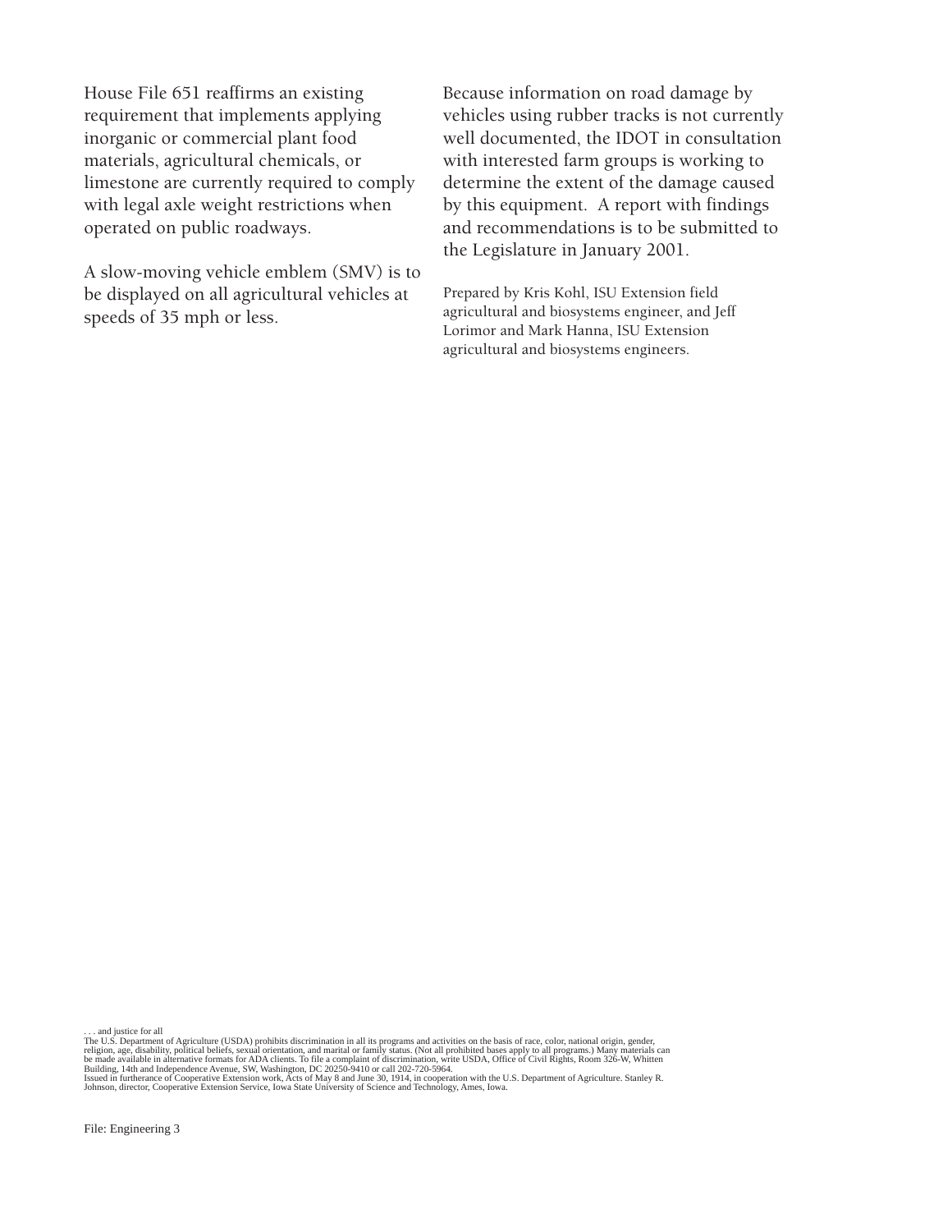House File 651 reaffirms an existing requirement that implements applying inorganic or commercial plant food materials, agricultural chemicals, or limestone are currently required to comply with legal axle weight restrictions when operated on public roadways.

A slow-moving vehicle emblem (SMV) is to be displayed on all agricultural vehicles at speeds of 35 mph or less.

Because information on road damage by vehicles using rubber tracks is not currently well documented, the IDOT in consultation with interested farm groups is working to determine the extent of the damage caused by this equipment. A report with findings and recommendations is to be submitted to the Legislature in January 2001.

Prepared by Kris Kohl, ISU Extension field agricultural and biosystems engineer, and Jeff Lorimor and Mark Hanna, ISU Extension agricultural and biosystems engineers.

. . . and justice for all
The U.S. Department of Agriculture (USDA) prohibits discrimination in all its programs and activities on the basis of race, color, national origin, gender, religion, age, disability, political beliefs, sexual orientation, and marital or family status. (Not all prohibited bases apply to all programs.) Many materials can be made available in alternative formats for ADA clients. To file a complaint of discrimination, write USDA, Office of Civil Rights, Room 326-W, Whitten Building, 14th and Independence Avenue, SW, Washington, DC 20250-9410 or call 202-720-5964.
Issued in furtherance of Cooperative Extension work, Acts of May 8 and June 30, 1914, in cooperation with the U.S. Department of Agriculture. Stanley R. Johnson, director, Cooperative Extension Service, Iowa State University of Science and Technology, Ames, Iowa.

File: Engineering 3